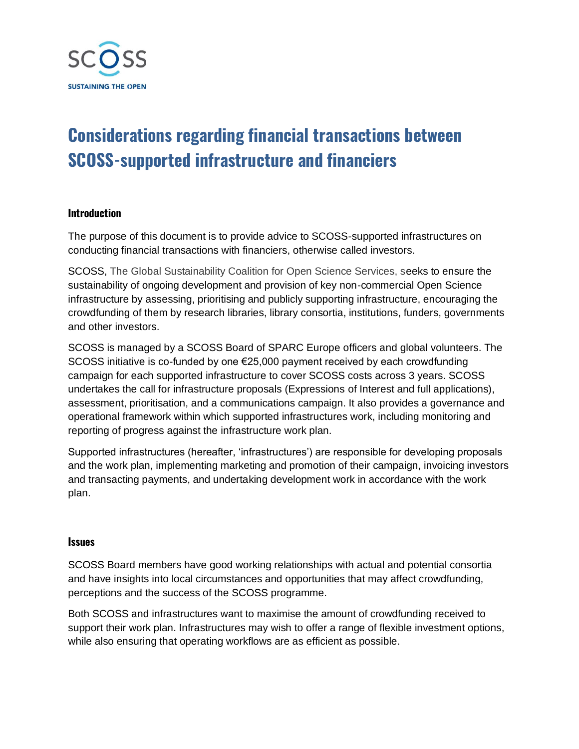SCOSS

SUSTAINING THE OPEN

# Considerations regarding financial transactions between SCOSS-supported infrastructure and financiers

## Introduction

The purpose of this document is to provide advice to SCOSS-supported infrastructures on conducting financial transactions with financiers, otherwise called investors.

SCOSS, The Global Sustainability Coalition for Open Science Services, seeks to ensure the sustainability of ongoing development and provision of key non-commercial Open Science infrastructure by assessing, prioritising and publicly supporting infrastructure, encouraging the crowdfunding of them by research libraries, library consortia, institutions, funders, governments and other investors.

SCOSS is managed by a SCOSS Board of SPARC Europe officers and global volunteers. The SCOSS initiative is co-funded by one €25,000 payment received by each crowdfunding campaign for each supported infrastructure to cover SCOSS costs across 3 years. SCOSS undertakes the call for infrastructure proposals (Expressions of Interest and full applications), assessment, prioritisation, and a communications campaign. It also provides a governance and operational framework within which supported infrastructures work, including monitoring and reporting of progress against the infrastructure work plan.

Supported infrastructures (hereafter, 'infrastructures') are responsible for developing proposals and the work plan, implementing marketing and promotion of their campaign, invoicing investors and transacting payments, and undertaking development work in accordance with the work plan.

## Issues

SCOSS Board members have good working relationships with actual and potential consortia and have insights into local circumstances and opportunities that may affect crowdfunding, perceptions and the success of the SCOSS programme.

Both SCOSS and infrastructures want to maximise the amount of crowdfunding received to support their work plan. Infrastructures may wish to offer a range of flexible investment options, while also ensuring that operating workflows are as efficient as possible.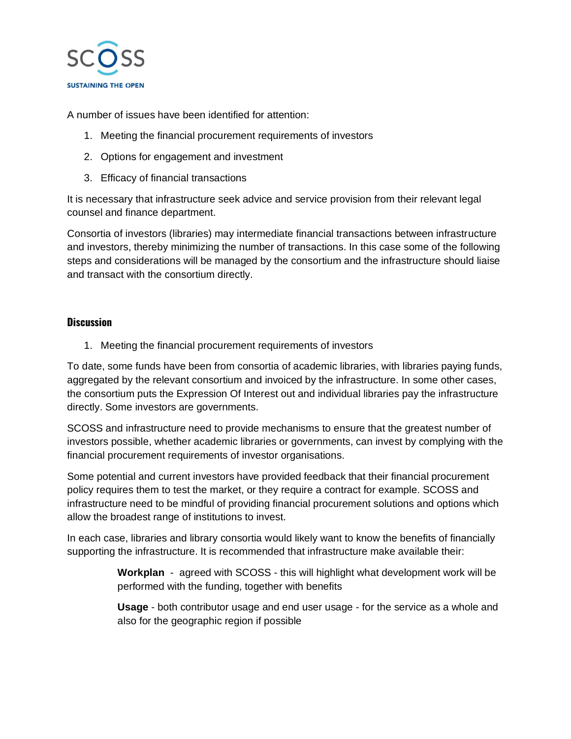A number of issues have been identified for attention:

1. Meeting the financial procurement requirements of investors
2. Options for engagement and investment
3. Efficacy of financial transactions

It is necessary that infrastructure seek advice and service provision from their relevant legal counsel and finance department.

Consortia of investors (libraries) may intermediate financial transactions between infrastructure and investors, thereby minimizing the number of transactions. In this case some of the following steps and considerations will be managed by the consortium and the infrastructure should liaise and transact with the consortium directly.

## Discussion

1. Meeting the financial procurement requirements of investors

To date, some funds have been from consortia of academic libraries, with libraries paying funds, aggregated by the relevant consortium and invoiced by the infrastructure. In some other cases, the consortium puts the Expression Of Interest out and individual libraries pay the infrastructure directly. Some investors are governments.

SCOSS and infrastructure need to provide mechanisms to ensure that the greatest number of investors possible, whether academic libraries or governments, can invest by complying with the financial procurement requirements of investor organisations.

Some potential and current investors have provided feedback that their financial procurement policy requires them to test the market, or they require a contract for example. SCOSS and infrastructure need to be mindful of providing financial procurement solutions and options which allow the broadest range of institutions to invest.

In each case, libraries and library consortia would likely want to know the benefits of financially supporting the infrastructure. It is recommended that infrastructure make available their:

> **Workplan** - agreed with SCOSS - this will highlight what development work will be performed with the funding, together with benefits
>
> **Usage** - both contributor usage and end user usage - for the service as a whole and also for the geographic region if possible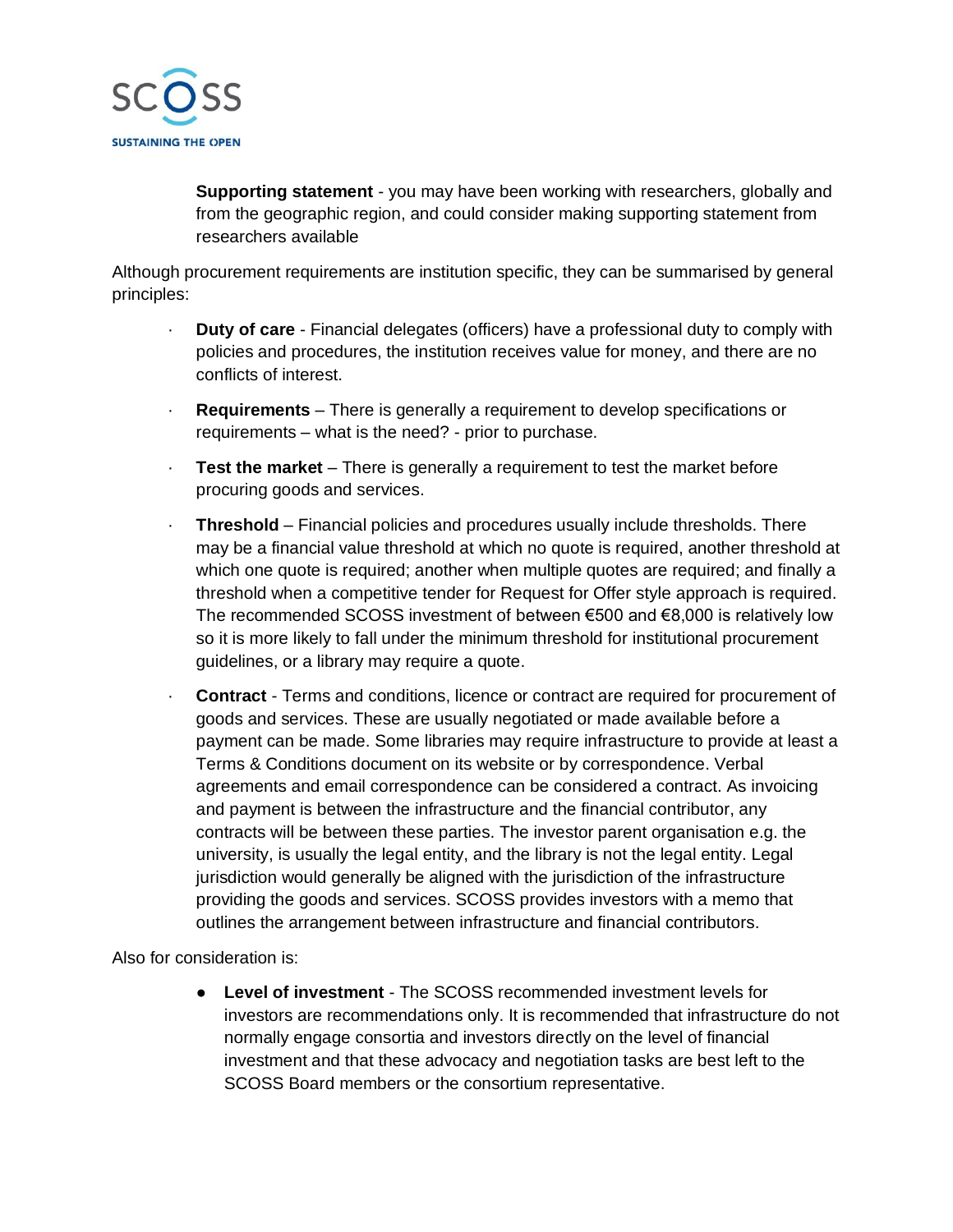**Supporting statement** - you may have been working with researchers, globally and from the geographic region, and could consider making supporting statement from researchers available

Although procurement requirements are institution specific, they can be summarised by general principles:

- **Duty of care** - Financial delegates (officers) have a professional duty to comply with policies and procedures, the institution receives value for money, and there are no conflicts of interest.
- **Requirements** – There is generally a requirement to develop specifications or requirements – what is the need? - prior to purchase.
- **Test the market** – There is generally a requirement to test the market before procuring goods and services.
- **Threshold** – Financial policies and procedures usually include thresholds. There may be a financial value threshold at which no quote is required, another threshold at which one quote is required; another when multiple quotes are required; and finally a threshold when a competitive tender for Request for Offer style approach is required. The recommended SCOSS investment of between €500 and €8,000 is relatively low so it is more likely to fall under the minimum threshold for institutional procurement guidelines, or a library may require a quote.
- **Contract** - Terms and conditions, licence or contract are required for procurement of goods and services. These are usually negotiated or made available before a payment can be made. Some libraries may require infrastructure to provide at least a Terms & Conditions document on its website or by correspondence. Verbal agreements and email correspondence can be considered a contract. As invoicing and payment is between the infrastructure and the financial contributor, any contracts will be between these parties. The investor parent organisation e.g. the university, is usually the legal entity, and the library is not the legal entity. Legal jurisdiction would generally be aligned with the jurisdiction of the infrastructure providing the goods and services. SCOSS provides investors with a memo that outlines the arrangement between infrastructure and financial contributors.

Also for consideration is:

- **Level of investment** - The SCOSS recommended investment levels for investors are recommendations only. It is recommended that infrastructure do not normally engage consortia and investors directly on the level of financial investment and that these advocacy and negotiation tasks are best left to the SCOSS Board members or the consortium representative.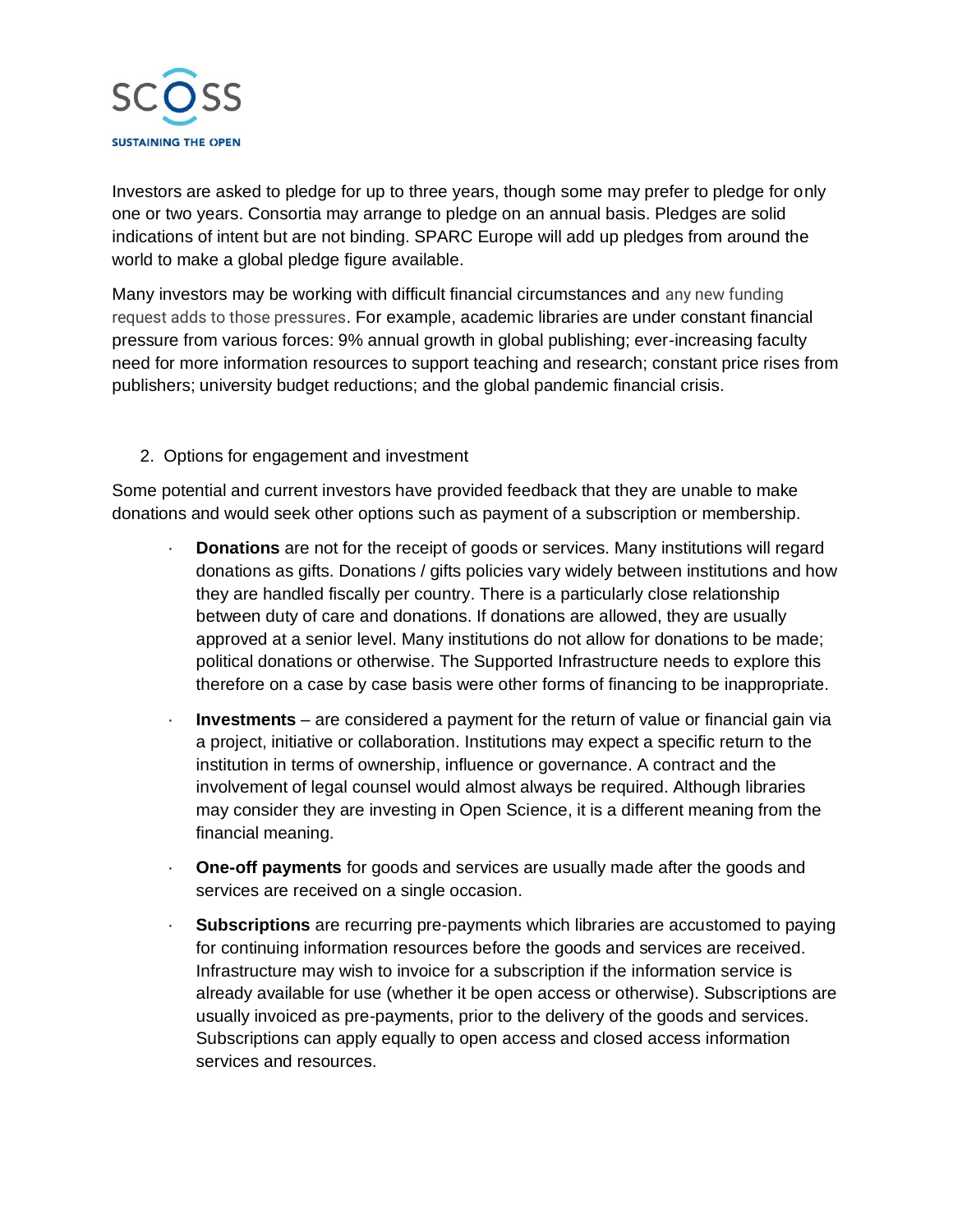Investors are asked to pledge for up to three years, though some may prefer to pledge for only one or two years. Consortia may arrange to pledge on an annual basis. Pledges are solid indications of intent but are not binding. SPARC Europe will add up pledges from around the world to make a global pledge figure available.

Many investors may be working with difficult financial circumstances and any new funding request adds to those pressures. For example, academic libraries are under constant financial pressure from various forces: 9% annual growth in global publishing; ever-increasing faculty need for more information resources to support teaching and research; constant price rises from publishers; university budget reductions; and the global pandemic financial crisis.

## 2. Options for engagement and investment

Some potential and current investors have provided feedback that they are unable to make donations and would seek other options such as payment of a subscription or membership.

- **Donations** are not for the receipt of goods or services. Many institutions will regard donations as gifts. Donations / gifts policies vary widely between institutions and how they are handled fiscally per country. There is a particularly close relationship between duty of care and donations. If donations are allowed, they are usually approved at a senior level. Many institutions do not allow for donations to be made; political donations or otherwise. The Supported Infrastructure needs to explore this therefore on a case by case basis were other forms of financing to be inappropriate.
- **Investments** – are considered a payment for the return of value or financial gain via a project, initiative or collaboration. Institutions may expect a specific return to the institution in terms of ownership, influence or governance. A contract and the involvement of legal counsel would almost always be required. Although libraries may consider they are investing in Open Science, it is a different meaning from the financial meaning.
- **One-off payments** for goods and services are usually made after the goods and services are received on a single occasion.
- **Subscriptions** are recurring pre-payments which libraries are accustomed to paying for continuing information resources before the goods and services are received. Infrastructure may wish to invoice for a subscription if the information service is already available for use (whether it be open access or otherwise). Subscriptions are usually invoiced as pre-payments, prior to the delivery of the goods and services. Subscriptions can apply equally to open access and closed access information services and resources.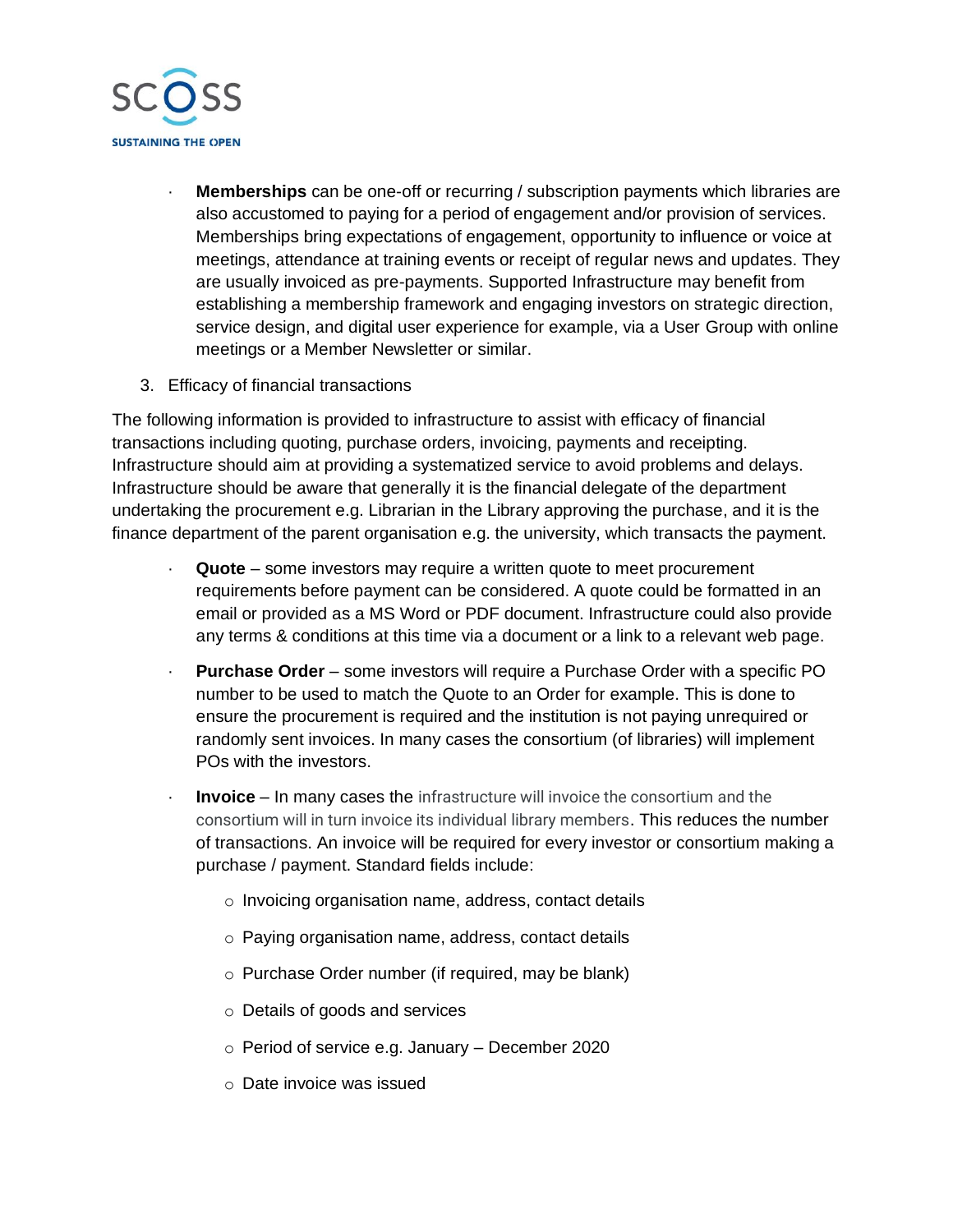- **Memberships** can be one-off or recurring / subscription payments which libraries are also accustomed to paying for a period of engagement and/or provision of services. Memberships bring expectations of engagement, opportunity to influence or voice at meetings, attendance at training events or receipt of regular news and updates. They are usually invoiced as pre-payments. Supported Infrastructure may benefit from establishing a membership framework and engaging investors on strategic direction, service design, and digital user experience for example, via a User Group with online meetings or a Member Newsletter or similar.

3. Efficacy of financial transactions

The following information is provided to infrastructure to assist with efficacy of financial transactions including quoting, purchase orders, invoicing, payments and receipting. Infrastructure should aim at providing a systematized service to avoid problems and delays. Infrastructure should be aware that generally it is the financial delegate of the department undertaking the procurement e.g. Librarian in the Library approving the purchase, and it is the finance department of the parent organisation e.g. the university, which transacts the payment.

- **Quote** – some investors may require a written quote to meet procurement requirements before payment can be considered. A quote could be formatted in an email or provided as a MS Word or PDF document. Infrastructure could also provide any terms & conditions at this time via a document or a link to a relevant web page.
- **Purchase Order** – some investors will require a Purchase Order with a specific PO number to be used to match the Quote to an Order for example. This is done to ensure the procurement is required and the institution is not paying unrequired or randomly sent invoices. In many cases the consortium (of libraries) will implement POs with the investors.
- **Invoice** – In many cases the infrastructure will invoice the consortium and the consortium will in turn invoice its individual library members. This reduces the number of transactions. An invoice will be required for every investor or consortium making a purchase / payment. Standard fields include:
  - Invoicing organisation name, address, contact details
  - Paying organisation name, address, contact details
  - Purchase Order number (if required, may be blank)
  - Details of goods and services
  - Period of service e.g. January – December 2020
  - Date invoice was issued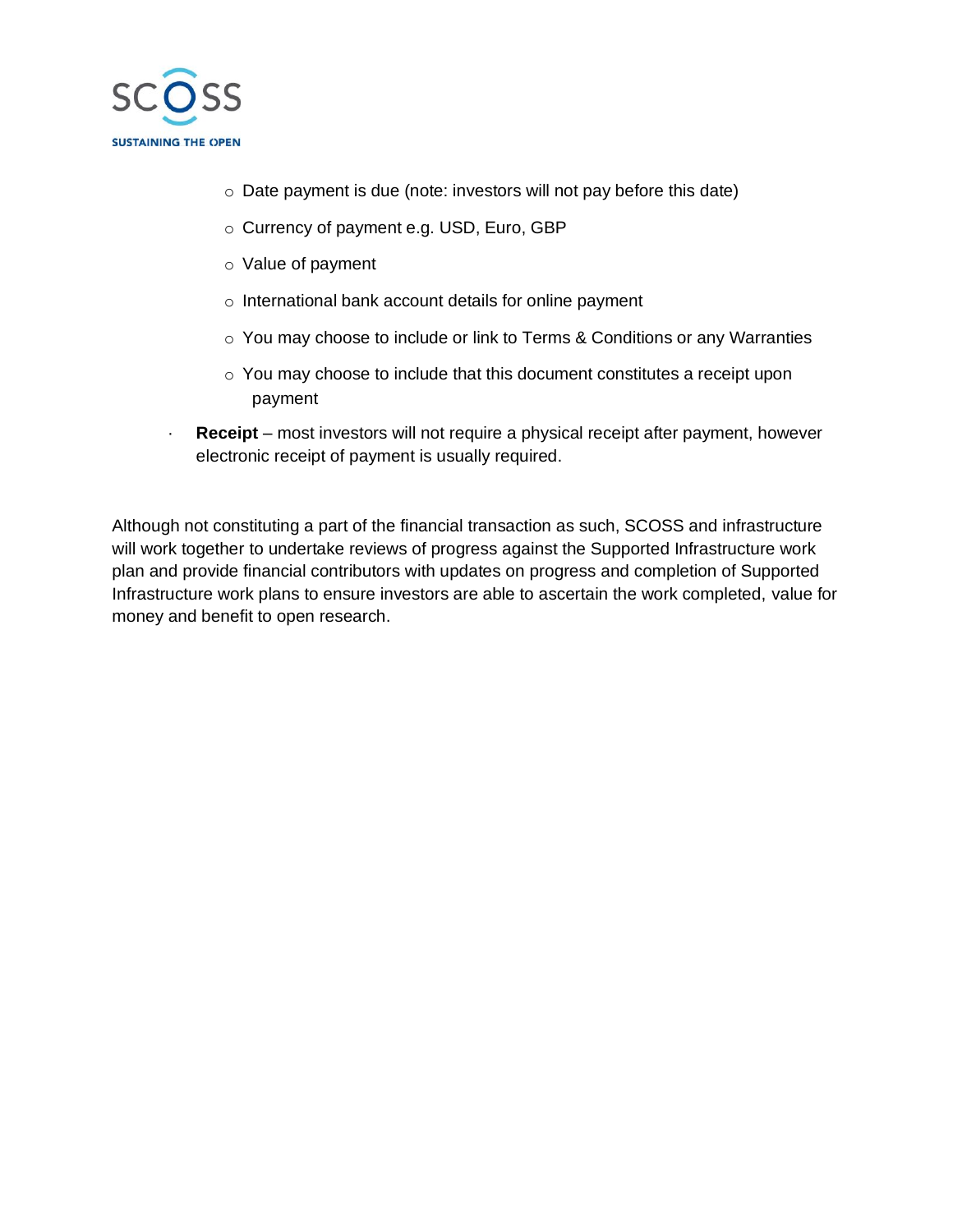- Date payment is due (note: investors will not pay before this date)
  - Currency of payment e.g. USD, Euro, GBP
  - Value of payment
  - International bank account details for online payment
  - You may choose to include or link to Terms & Conditions or any Warranties
  - You may choose to include that this document constitutes a receipt upon payment
- **Receipt** – most investors will not require a physical receipt after payment, however electronic receipt of payment is usually required.

Although not constituting a part of the financial transaction as such, SCOSS and infrastructure will work together to undertake reviews of progress against the Supported Infrastructure work plan and provide financial contributors with updates on progress and completion of Supported Infrastructure work plans to ensure investors are able to ascertain the work completed, value for money and benefit to open research.